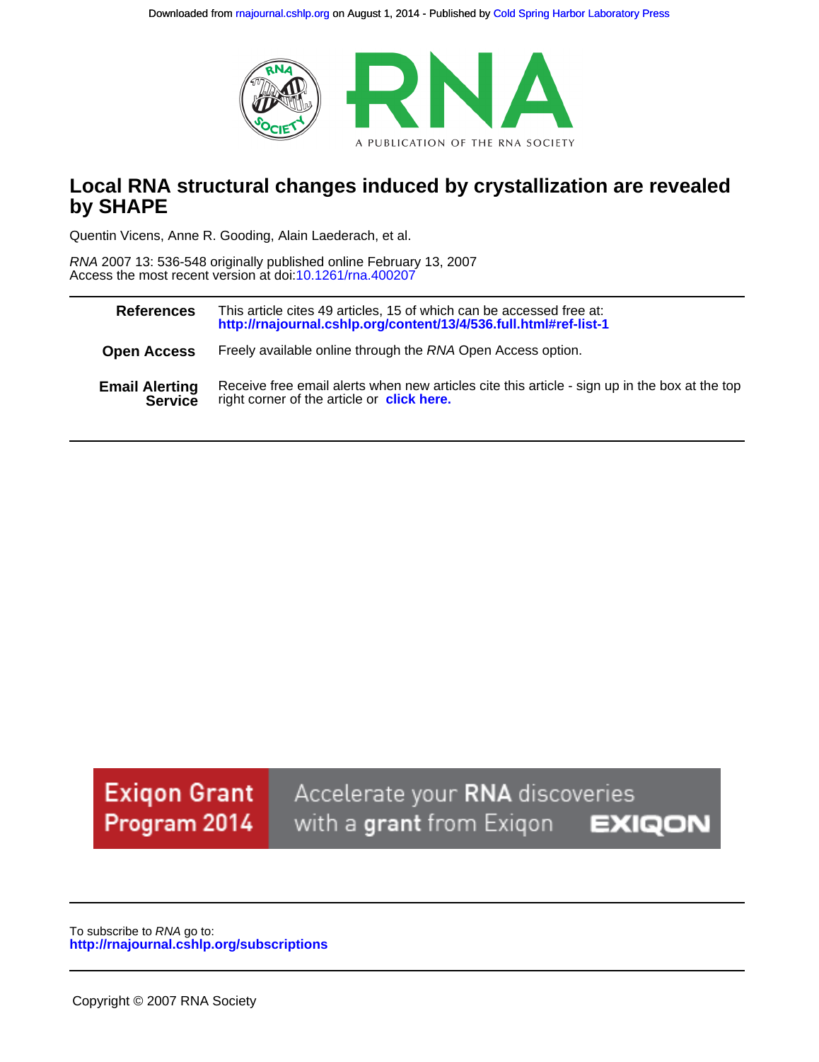Downloaded from rnajournal.cshlp.org on August 1, 2014 - Published by Cold Spring Harbor Laboratory Press

RNA

A PUBLICATION OF THE RNA SOCIETY

# Local RNA structural changes induced by crystallization are revealed by SHAPE

Quentin Vicens, Anne R. Gooding, Alain Laederach, et al.

*RNA* 2007 13: 536-548 originally published online February 13, 2007
Access the most recent version at doi:10.1261/rna.400207

| | |
|---|---|
| **References** | This article cites 49 articles, 15 of which can be accessed free at: **http://rnajournal.cshlp.org/content/13/4/536.full.html#ref-list-1** |
| **Open Access** | Freely available online through the *RNA* Open Access option. |
| **Email Alerting Service** | Receive free email alerts when new articles cite this article - sign up in the box at the top right corner of the article or **click here.** |

Exiqon Grant Program 2014 — Accelerate your **RNA** discoveries with a **grant** from Exiqon — EXIQON

To subscribe to *RNA* go to:
**http://rnajournal.cshlp.org/subscriptions**

Copyright © 2007 RNA Society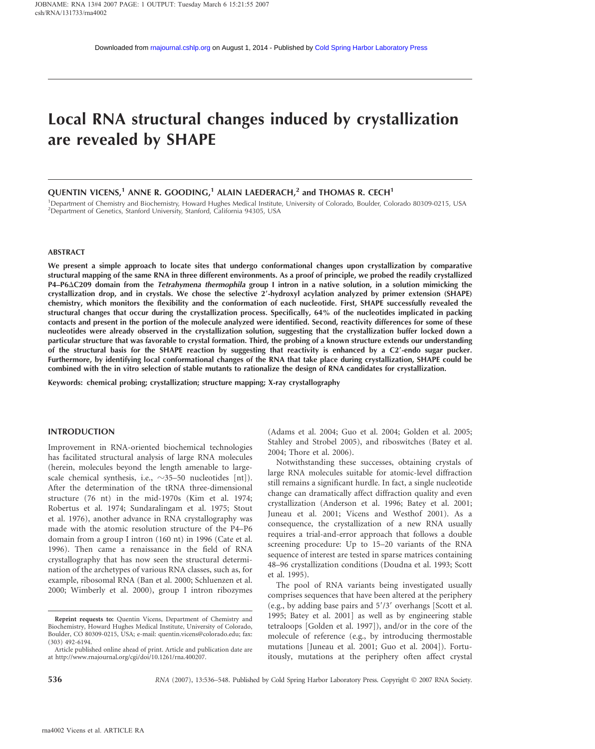# Local RNA structural changes induced by crystallization are revealed by SHAPE

QUENTIN VICENS,[1] ANNE R. GOODING,[1] ALAIN LAEDERACH,[2] and THOMAS R. CECH[1]

[1]Department of Chemistry and Biochemistry, Howard Hughes Medical Institute, University of Colorado, Boulder, Colorado 80309-0215, USA
[2]Department of Genetics, Stanford University, Stanford, California 94305, USA

## ABSTRACT

**We present a simple approach to locate sites that undergo conformational changes upon crystallization by comparative structural mapping of the same RNA in three different environments. As a proof of principle, we probed the readily crystallized P4–P6ΔC209 domain from the *Tetrahymena thermophila* group I intron in a native solution, in a solution mimicking the crystallization drop, and in crystals. We chose the selective 2′-hydroxyl acylation analyzed by primer extension (SHAPE) chemistry, which monitors the flexibility and the conformation of each nucleotide. First, SHAPE successfully revealed the structural changes that occur during the crystallization process. Specifically, 64% of the nucleotides implicated in packing contacts and present in the portion of the molecule analyzed were identified. Second, reactivity differences for some of these nucleotides were already observed in the crystallization solution, suggesting that the crystallization buffer locked down a particular structure that was favorable to crystal formation. Third, the probing of a known structure extends our understanding of the structural basis for the SHAPE reaction by suggesting that reactivity is enhanced by a C2′-endo sugar pucker. Furthermore, by identifying local conformational changes of the RNA that take place during crystallization, SHAPE could be combined with the in vitro selection of stable mutants to rationalize the design of RNA candidates for crystallization.**

**Keywords:** chemical probing; crystallization; structure mapping; X-ray crystallography

## INTRODUCTION

Improvement in RNA-oriented biochemical technologies has facilitated structural analysis of large RNA molecules (herein, molecules beyond the length amenable to large-scale chemical synthesis, i.e., ~35–50 nucleotides [nt]). After the determination of the tRNA three-dimensional structure (76 nt) in the mid-1970s (Kim et al. 1974; Robertus et al. 1974; Sundaralingam et al. 1975; Stout et al. 1976), another advance in RNA crystallography was made with the atomic resolution structure of the P4–P6 domain from a group I intron (160 nt) in 1996 (Cate et al. 1996). Then came a renaissance in the field of RNA crystallography that has now seen the structural determination of the archetypes of various RNA classes, such as, for example, ribosomal RNA (Ban et al. 2000; Schluenzen et al. 2000; Wimberly et al. 2000), group I intron ribozymes (Adams et al. 2004; Guo et al. 2004; Golden et al. 2005; Stahley and Strobel 2005), and riboswitches (Batey et al. 2004; Thore et al. 2006).

Notwithstanding these successes, obtaining crystals of large RNA molecules suitable for atomic-level diffraction still remains a significant hurdle. In fact, a single nucleotide change can dramatically affect diffraction quality and even crystallization (Anderson et al. 1996; Batey et al. 2001; Juneau et al. 2001; Vicens and Westhof 2001). As a consequence, the crystallization of a new RNA usually requires a trial-and-error approach that follows a double screening procedure: Up to 15–20 variants of the RNA sequence of interest are tested in sparse matrices containing 48–96 crystallization conditions (Doudna et al. 1993; Scott et al. 1995).

The pool of RNA variants being investigated usually comprises sequences that have been altered at the periphery (e.g., by adding base pairs and 5′/3′ overhangs [Scott et al. 1995; Batey et al. 2001] as well as by engineering stable tetraloops [Golden et al. 1997]), and/or in the core of the molecule of reference (e.g., by introducing thermostable mutations [Juneau et al. 2001; Guo et al. 2004]). Fortuitously, mutations at the periphery often affect crystal

**Reprint requests to:** Quentin Vicens, Department of Chemistry and Biochemistry, Howard Hughes Medical Institute, University of Colorado, Boulder, CO 80309-0215, USA; e-mail: quentin.vicens@colorado.edu; fax: (303) 492-6194.

Article published online ahead of print. Article and publication date are at http://www.rnajournal.org/cgi/doi/10.1261/rna.400207.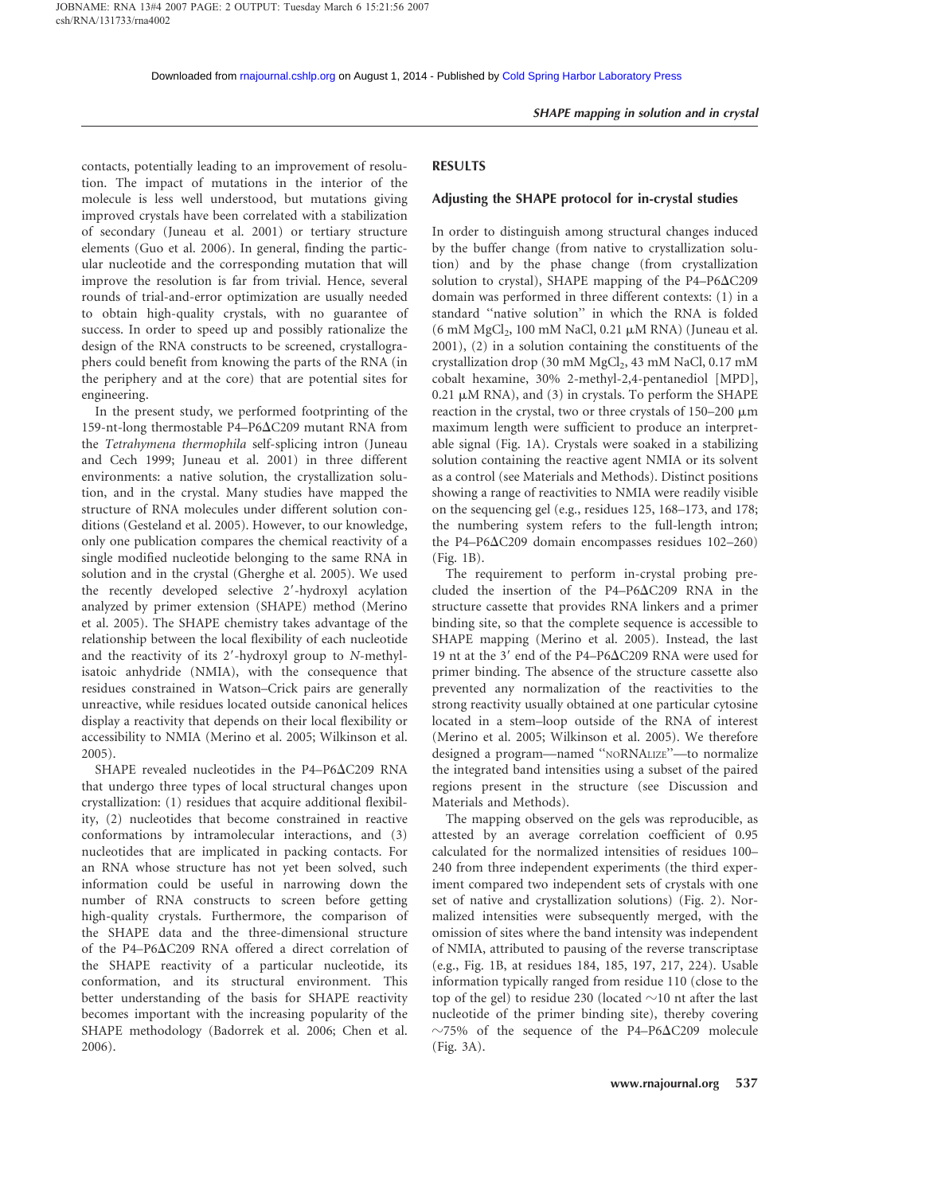contacts, potentially leading to an improvement of resolution. The impact of mutations in the interior of the molecule is less well understood, but mutations giving improved crystals have been correlated with a stabilization of secondary (Juneau et al. 2001) or tertiary structure elements (Guo et al. 2006). In general, finding the particular nucleotide and the corresponding mutation that will improve the resolution is far from trivial. Hence, several rounds of trial-and-error optimization are usually needed to obtain high-quality crystals, with no guarantee of success. In order to speed up and possibly rationalize the design of the RNA constructs to be screened, crystallographers could benefit from knowing the parts of the RNA (in the periphery and at the core) that are potential sites for engineering.

In the present study, we performed footprinting of the 159-nt-long thermostable P4–P6ΔC209 mutant RNA from the *Tetrahymena thermophila* self-splicing intron (Juneau and Cech 1999; Juneau et al. 2001) in three different environments: a native solution, the crystallization solution, and in the crystal. Many studies have mapped the structure of RNA molecules under different solution conditions (Gesteland et al. 2005). However, to our knowledge, only one publication compares the chemical reactivity of a single modified nucleotide belonging to the same RNA in solution and in the crystal (Gherghe et al. 2005). We used the recently developed selective 2′-hydroxyl acylation analyzed by primer extension (SHAPE) method (Merino et al. 2005). The SHAPE chemistry takes advantage of the relationship between the local flexibility of each nucleotide and the reactivity of its 2′-hydroxyl group to *N*-methylisatoic anhydride (NMIA), with the consequence that residues constrained in Watson–Crick pairs are generally unreactive, while residues located outside canonical helices display a reactivity that depends on their local flexibility or accessibility to NMIA (Merino et al. 2005; Wilkinson et al. 2005).

SHAPE revealed nucleotides in the P4–P6ΔC209 RNA that undergo three types of local structural changes upon crystallization: (1) residues that acquire additional flexibility, (2) nucleotides that become constrained in reactive conformations by intramolecular interactions, and (3) nucleotides that are implicated in packing contacts. For an RNA whose structure has not yet been solved, such information could be useful in narrowing down the number of RNA constructs to screen before getting high-quality crystals. Furthermore, the comparison of the SHAPE data and the three-dimensional structure of the P4–P6ΔC209 RNA offered a direct correlation of the SHAPE reactivity of a particular nucleotide, its conformation, and its structural environment. This better understanding of the basis for SHAPE reactivity becomes important with the increasing popularity of the SHAPE methodology (Badorrek et al. 2006; Chen et al. 2006).

## RESULTS

### Adjusting the SHAPE protocol for in-crystal studies

In order to distinguish among structural changes induced by the buffer change (from native to crystallization solution) and by the phase change (from crystallization solution to crystal), SHAPE mapping of the P4–P6ΔC209 domain was performed in three different contexts: (1) in a standard "native solution" in which the RNA is folded (6 mM $MgCl_2$, 100 mM NaCl, 0.21 μM RNA) (Juneau et al. 2001), (2) in a solution containing the constituents of the crystallization drop (30 mM $MgCl_2$, 43 mM NaCl, 0.17 mM cobalt hexamine, 30% 2-methyl-2,4-pentanediol [MPD], 0.21 μM RNA), and (3) in crystals. To perform the SHAPE reaction in the crystal, two or three crystals of 150–200 μm maximum length were sufficient to produce an interpretable signal (Fig. 1A). Crystals were soaked in a stabilizing solution containing the reactive agent NMIA or its solvent as a control (see Materials and Methods). Distinct positions showing a range of reactivities to NMIA were readily visible on the sequencing gel (e.g., residues 125, 168–173, and 178; the numbering system refers to the full-length intron; the P4–P6ΔC209 domain encompasses residues 102–260) (Fig. 1B).

The requirement to perform in-crystal probing precluded the insertion of the P4–P6ΔC209 RNA in the structure cassette that provides RNA linkers and a primer binding site, so that the complete sequence is accessible to SHAPE mapping (Merino et al. 2005). Instead, the last 19 nt at the 3′ end of the P4–P6ΔC209 RNA were used for primer binding. The absence of the structure cassette also prevented any normalization of the reactivities to the strong reactivity usually obtained at one particular cytosine located in a stem–loop outside of the RNA of interest (Merino et al. 2005; Wilkinson et al. 2005). We therefore designed a program—named "NORNALIZE"—to normalize the integrated band intensities using a subset of the paired regions present in the structure (see Discussion and Materials and Methods).

The mapping observed on the gels was reproducible, as attested by an average correlation coefficient of 0.95 calculated for the normalized intensities of residues 100–240 from three independent experiments (the third experiment compared two independent sets of crystals with one set of native and crystallization solutions) (Fig. 2). Normalized intensities were subsequently merged, with the omission of sites where the band intensity was independent of NMIA, attributed to pausing of the reverse transcriptase (e.g., Fig. 1B, at residues 184, 185, 197, 217, 224). Usable information typically ranged from residue 110 (close to the top of the gel) to residue 230 (located ~10 nt after the last nucleotide of the primer binding site), thereby covering ~75% of the sequence of the P4–P6ΔC209 molecule (Fig. 3A).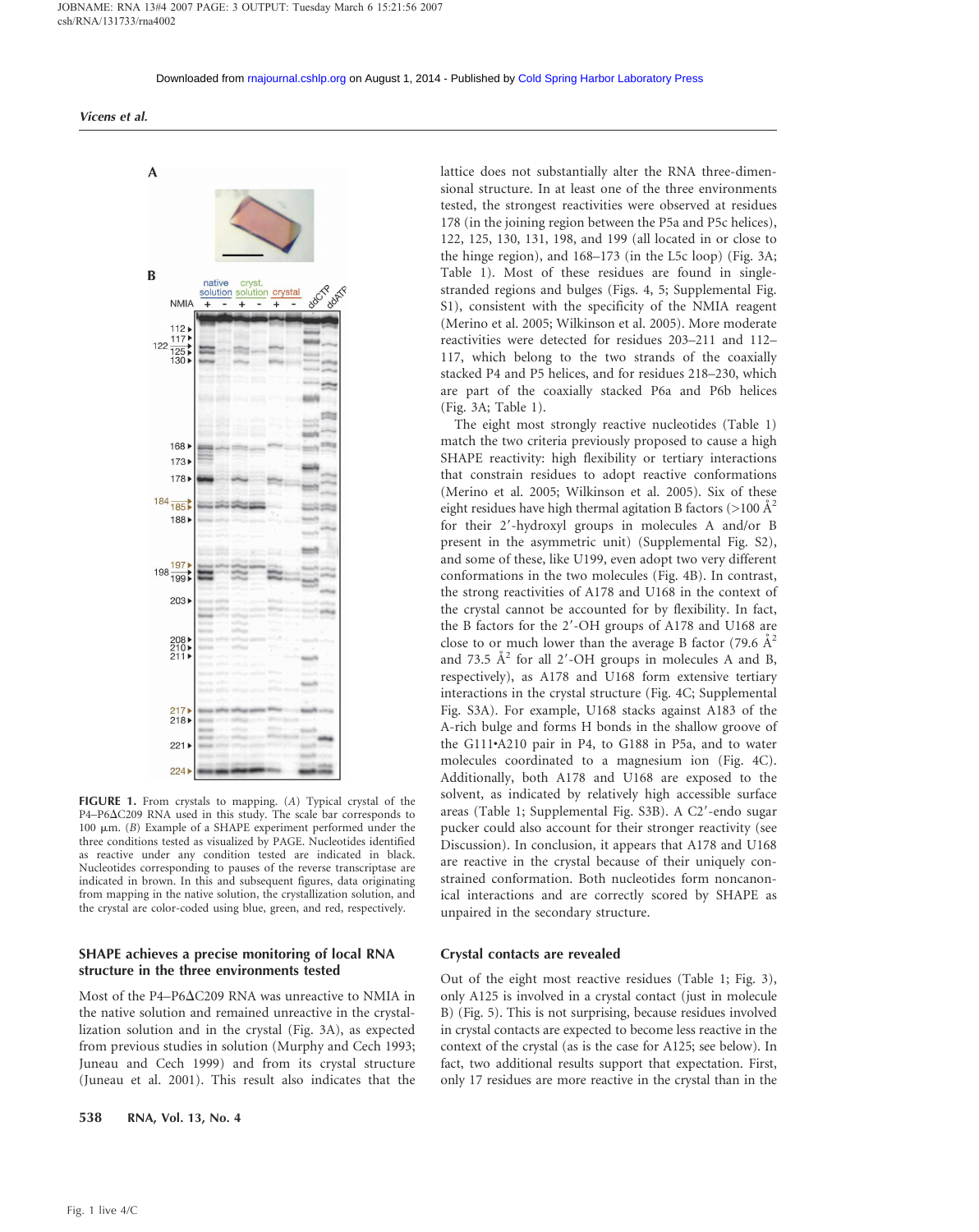**FIGURE 1.** From crystals to mapping. (*A*) Typical crystal of the P4–P6ΔC209 RNA used in this study. The scale bar corresponds to 100 μm. (*B*) Example of a SHAPE experiment performed under the three conditions tested as visualized by PAGE. Nucleotides identified as reactive under any condition tested are indicated in black. Nucleotides corresponding to pauses of the reverse transcriptase are indicated in brown. In this and subsequent figures, data originating from mapping in the native solution, the crystallization solution, and the crystal are color-coded using blue, green, and red, respectively.

## SHAPE achieves a precise monitoring of local RNA structure in the three environments tested

Most of the P4–P6ΔC209 RNA was unreactive to NMIA in the native solution and remained unreactive in the crystallization solution and in the crystal (Fig. 3A), as expected from previous studies in solution (Murphy and Cech 1993; Juneau and Cech 1999) and from its crystal structure (Juneau et al. 2001). This result also indicates that the lattice does not substantially alter the RNA three-dimensional structure. In at least one of the three environments tested, the strongest reactivities were observed at residues 178 (in the joining region between the P5a and P5c helices), 122, 125, 130, 131, 198, and 199 (all located in or close to the hinge region), and 168–173 (in the L5c loop) (Fig. 3A; Table 1). Most of these residues are found in single-stranded regions and bulges (Figs. 4, 5; Supplemental Fig. S1), consistent with the specificity of the NMIA reagent (Merino et al. 2005; Wilkinson et al. 2005). More moderate reactivities were detected for residues 203–211 and 112–117, which belong to the two strands of the coaxially stacked P4 and P5 helices, and for residues 218–230, which are part of the coaxially stacked P6a and P6b helices (Fig. 3A; Table 1).

The eight most strongly reactive nucleotides (Table 1) match the two criteria previously proposed to cause a high SHAPE reactivity: high flexibility or tertiary interactions that constrain residues to adopt reactive conformations (Merino et al. 2005; Wilkinson et al. 2005). Six of these eight residues have high thermal agitation B factors (>100 Å$^2$ for their 2′-hydroxyl groups in molecules A and/or B present in the asymmetric unit) (Supplemental Fig. S2), and some of these, like U199, even adopt two very different conformations in the two molecules (Fig. 4B). In contrast, the strong reactivities of A178 and U168 in the context of the crystal cannot be accounted for by flexibility. In fact, the B factors for the 2′-OH groups of A178 and U168 are close to or much lower than the average B factor (79.6 Å$^2$ and 73.5 Å$^2$ for all 2′-OH groups in molecules A and B, respectively), as A178 and U168 form extensive tertiary interactions in the crystal structure (Fig. 4C; Supplemental Fig. S3A). For example, U168 stacks against A183 of the A-rich bulge and forms H bonds in the shallow groove of the G111•A210 pair in P4, to G188 in P5a, and to water molecules coordinated to a magnesium ion (Fig. 4C). Additionally, both A178 and U168 are exposed to the solvent, as indicated by relatively high accessible surface areas (Table 1; Supplemental Fig. S3B). A C2′-endo sugar pucker could also account for their stronger reactivity (see Discussion). In conclusion, it appears that A178 and U168 are reactive in the crystal because of their uniquely constrained conformation. Both nucleotides form noncanonical interactions and are correctly scored by SHAPE as unpaired in the secondary structure.

## Crystal contacts are revealed

Out of the eight most reactive residues (Table 1; Fig. 3), only A125 is involved in a crystal contact (just in molecule B) (Fig. 5). This is not surprising, because residues involved in crystal contacts are expected to become less reactive in the context of the crystal (as is the case for A125; see below). In fact, two additional results support that expectation. First, only 17 residues are more reactive in the crystal than in the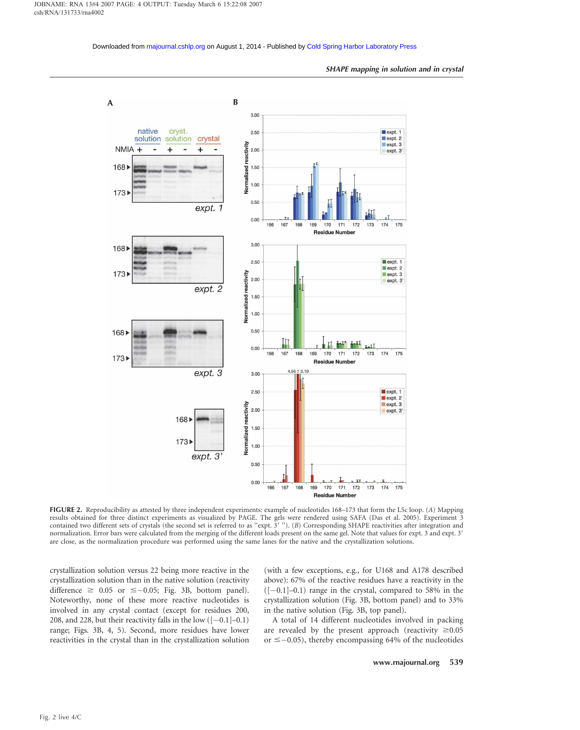**FIGURE 2.** Reproducibility as attested by three independent experiments: example of nucleotides 168–173 that form the L5c loop. (*A*) Mapping results obtained for three distinct experiments as visualized by PAGE. The gels were rendered using SAFA (Das et al. 2005). Experiment 3 contained two different sets of crystals (the second set is referred to as "expt. 3′ "). (*B*) Corresponding SHAPE reactivities after integration and normalization. Error bars were calculated from the merging of the different loads present on the same gel. Note that values for expt. 3 and expt. 3′ are close, as the normalization procedure was performed using the same lanes for the native and the crystallization solutions.

crystallization solution versus 22 being more reactive in the crystallization solution than in the native solution (reactivity difference ≥ 0.05 or ≤−0.05; Fig. 3B, bottom panel). Noteworthy, none of these more reactive nucleotides is involved in any crystal contact (except for residues 200, 208, and 228, but their reactivity falls in the low ([−0.1]–0.1) range; Figs. 3B, 4, 5). Second, more residues have lower reactivities in the crystal than in the crystallization solution (with a few exceptions, e.g., for U168 and A178 described above): 67% of the reactive residues have a reactivity in the ([−0.1]–0.1) range in the crystal, compared to 58% in the crystallization solution (Fig. 3B, bottom panel) and to 33% in the native solution (Fig. 3B, top panel).

A total of 14 different nucleotides involved in packing are revealed by the present approach (reactivity ≥0.05 or ≤−0.05), thereby encompassing 64% of the nucleotides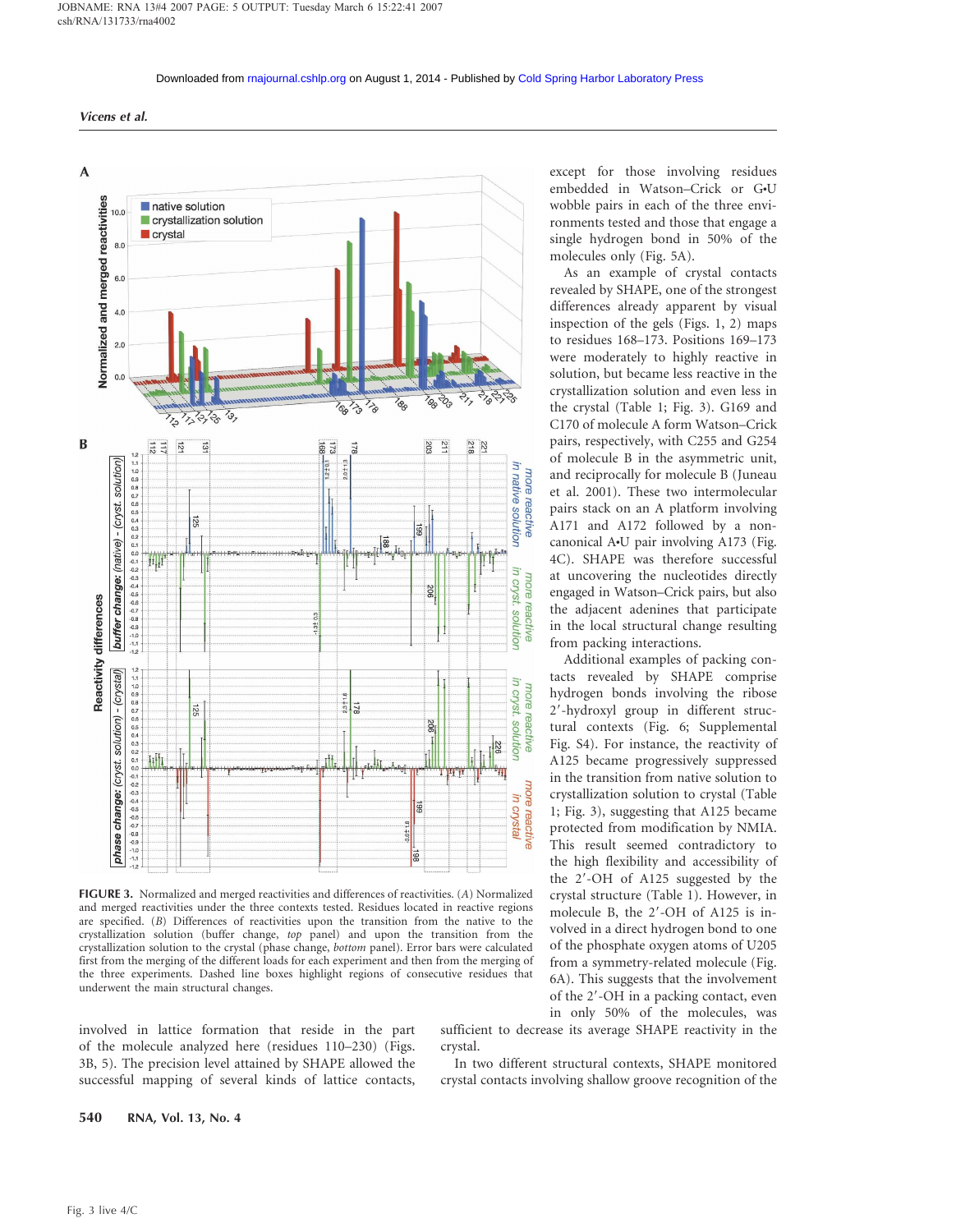**FIGURE 3.** Normalized and merged reactivities and differences of reactivities. (*A*) Normalized and merged reactivities under the three contexts tested. Residues located in reactive regions are specified. (*B*) Differences of reactivities upon the transition from the native to the crystallization solution (buffer change, *top* panel) and upon the transition from the crystallization solution to the crystal (phase change, *bottom* panel). Error bars were calculated first from the merging of the different loads for each experiment and then from the merging of the three experiments. Dashed line boxes highlight regions of consecutive residues that underwent the main structural changes.

involved in lattice formation that reside in the part of the molecule analyzed here (residues 110–230) (Figs. 3B, 5). The precision level attained by SHAPE allowed the successful mapping of several kinds of lattice contacts, except for those involving residues embedded in Watson–Crick or G•U wobble pairs in each of the three environments tested and those that engage a single hydrogen bond in 50% of the molecules only (Fig. 5A).

As an example of crystal contacts revealed by SHAPE, one of the strongest differences already apparent by visual inspection of the gels (Figs. 1, 2) maps to residues 168–173. Positions 169–173 were moderately to highly reactive in solution, but became less reactive in the crystallization solution and even less in the crystal (Table 1; Fig. 3). G169 and C170 of molecule A form Watson–Crick pairs, respectively, with C255 and G254 of molecule B in the asymmetric unit, and reciprocally for molecule B (Juneau et al. 2001). These two intermolecular pairs stack on an A platform involving A171 and A172 followed by a non-canonical A•U pair involving A173 (Fig. 4C). SHAPE was therefore successful at uncovering the nucleotides directly engaged in Watson–Crick pairs, but also the adjacent adenines that participate in the local structural change resulting from packing interactions.

Additional examples of packing contacts revealed by SHAPE comprise hydrogen bonds involving the ribose 2′-hydroxyl group in different structural contexts (Fig. 6; Supplemental Fig. S4). For instance, the reactivity of A125 became progressively suppressed in the transition from native solution to crystallization solution to crystal (Table 1; Fig. 3), suggesting that A125 became protected from modification by NMIA. This result seemed contradictory to the high flexibility and accessibility of the 2′-OH of A125 suggested by the crystal structure (Table 1). However, in molecule B, the 2′-OH of A125 is involved in a direct hydrogen bond to one of the phosphate oxygen atoms of U205 from a symmetry-related molecule (Fig. 6A). This suggests that the involvement of the 2′-OH in a packing contact, even in only 50% of the molecules, was sufficient to decrease its average SHAPE reactivity in the crystal.

In two different structural contexts, SHAPE monitored crystal contacts involving shallow groove recognition of the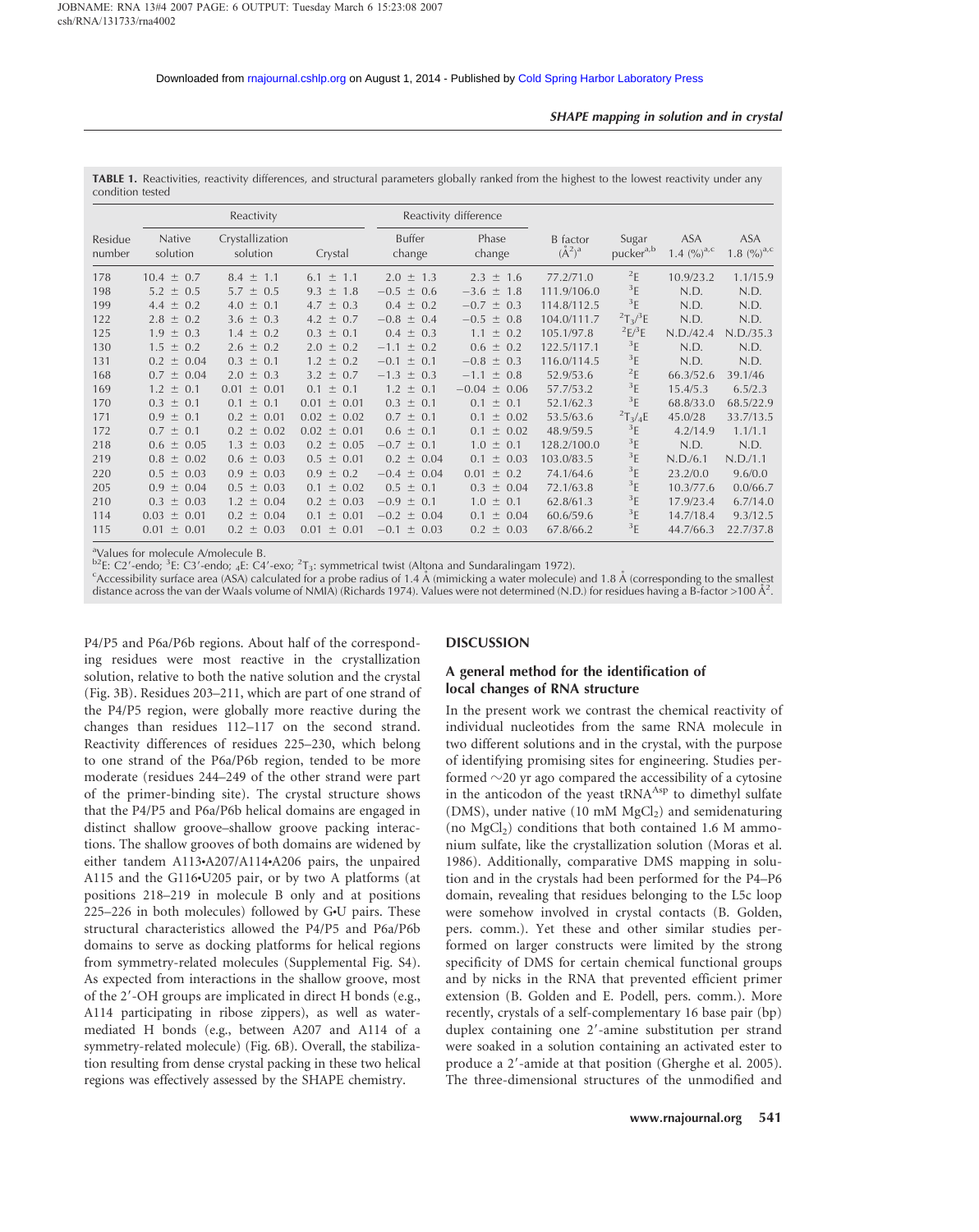**TABLE 1.** Reactivities, reactivity differences, and structural parameters globally ranked from the highest to the lowest reactivity under any condition tested

| Residue number | Reactivity | | | Reactivity difference | | B factor ($Å^2$)[a] | Sugar pucker[a,b] | ASA 1.4 (%)[a,c] | ASA 1.8 (%)[a,c] |
|---|---|---|---|---|---|---|---|---|---|
| | Native solution | Crystallization solution | Crystal | Buffer change | Phase change | | | | |
| 178 | 10.4 ± 0.7 | 8.4 ± 1.1 | 6.1 ± 1.1 | 2.0 ± 1.3 | 2.3 ± 1.6 | 77.2/71.0 | $^{2}E$ | 10.9/23.2 | 1.1/15.9 |
| 198 | 5.2 ± 0.5 | 5.7 ± 0.5 | 9.3 ± 1.8 | −0.5 ± 0.6 | −3.6 ± 1.8 | 111.9/106.0 | $^{3}E$ | N.D. | N.D. |
| 199 | 4.4 ± 0.2 | 4.0 ± 0.1 | 4.7 ± 0.3 | 0.4 ± 0.2 | −0.7 ± 0.3 | 114.8/112.5 | $^{3}E$ | N.D. | N.D. |
| 122 | 2.8 ± 0.2 | 3.6 ± 0.3 | 4.2 ± 0.7 | −0.8 ± 0.4 | −0.5 ± 0.8 | 104.0/111.7 | $^{2}T_{3}/^{3}E$ | N.D. | N.D. |
| 125 | 1.9 ± 0.3 | 1.4 ± 0.2 | 0.3 ± 0.1 | 0.4 ± 0.3 | 1.1 ± 0.2 | 105.1/97.8 | $^{2}E/^{3}E$ | N.D./42.4 | N.D./35.3 |
| 130 | 1.5 ± 0.2 | 2.6 ± 0.2 | 2.0 ± 0.2 | −1.1 ± 0.2 | 0.6 ± 0.2 | 122.5/117.1 | $^{3}E$ | N.D. | N.D. |
| 131 | 0.2 ± 0.04 | 0.3 ± 0.1 | 1.2 ± 0.2 | −0.1 ± 0.1 | −0.8 ± 0.3 | 116.0/114.5 | $^{3}E$ | N.D. | N.D. |
| 168 | 0.7 ± 0.04 | 2.0 ± 0.3 | 3.2 ± 0.7 | −1.3 ± 0.3 | −1.1 ± 0.8 | 52.9/53.6 | $^{2}E$ | 66.3/52.6 | 39.1/46 |
| 169 | 1.2 ± 0.1 | 0.01 ± 0.01 | 0.1 ± 0.1 | 1.2 ± 0.1 | −0.04 ± 0.06 | 57.7/53.2 | $^{3}E$ | 15.4/5.3 | 6.5/2.3 |
| 170 | 0.3 ± 0.1 | 0.1 ± 0.1 | 0.01 ± 0.01 | 0.3 ± 0.1 | 0.1 ± 0.1 | 52.1/62.3 | $^{3}E$ | 68.8/33.0 | 68.5/22.9 |
| 171 | 0.9 ± 0.1 | 0.2 ± 0.01 | 0.02 ± 0.02 | 0.7 ± 0.1 | 0.1 ± 0.02 | 53.5/63.6 | $^{2}T_{3}/_{4}E$ | 45.0/28 | 33.7/13.5 |
| 172 | 0.7 ± 0.1 | 0.2 ± 0.02 | 0.02 ± 0.01 | 0.6 ± 0.1 | 0.1 ± 0.02 | 48.9/59.5 | $^{3}E$ | 4.2/14.9 | 1.1/1.1 |
| 218 | 0.6 ± 0.05 | 1.3 ± 0.03 | 0.2 ± 0.05 | −0.7 ± 0.1 | 1.0 ± 0.1 | 128.2/100.0 | $^{3}E$ | N.D. | N.D. |
| 219 | 0.8 ± 0.02 | 0.6 ± 0.03 | 0.5 ± 0.01 | 0.2 ± 0.04 | 0.1 ± 0.03 | 103.0/83.5 | $^{3}E$ | N.D./6.1 | N.D./1.1 |
| 220 | 0.5 ± 0.03 | 0.9 ± 0.03 | 0.9 ± 0.2 | −0.4 ± 0.04 | 0.01 ± 0.2 | 74.1/64.6 | $^{3}E$ | 23.2/0.0 | 9.6/0.0 |
| 205 | 0.9 ± 0.04 | 0.5 ± 0.03 | 0.1 ± 0.02 | 0.5 ± 0.1 | 0.3 ± 0.04 | 72.1/63.8 | $^{3}E$ | 10.3/77.6 | 0.0/66.7 |
| 210 | 0.3 ± 0.03 | 1.2 ± 0.04 | 0.2 ± 0.03 | −0.9 ± 0.1 | 1.0 ± 0.1 | 62.8/61.3 | $^{3}E$ | 17.9/23.4 | 6.7/14.0 |
| 114 | 0.03 ± 0.01 | 0.2 ± 0.04 | 0.1 ± 0.01 | −0.2 ± 0.04 | 0.1 ± 0.04 | 60.6/59.6 | $^{3}E$ | 14.7/18.4 | 9.3/12.5 |
| 115 | 0.01 ± 0.01 | 0.2 ± 0.03 | 0.01 ± 0.01 | −0.1 ± 0.03 | 0.2 ± 0.03 | 67.8/66.2 | $^{3}E$ | 44.7/66.3 | 22.7/37.8 |

[a]Values for molecule A/molecule B.
[b]$^{2}E$: C2′-endo; $^{3}E$: C3′-endo; $_{4}E$: C4′-exo; $^{2}T_{3}$: symmetrical twist (Altona and Sundaralingam 1972).
[c]Accessibility surface area (ASA) calculated for a probe radius of 1.4 Å (mimicking a water molecule) and 1.8 Å (corresponding to the smallest distance across the van der Waals volume of NMIA) (Richards 1974). Values were not determined (N.D.) for residues having a B-factor >100 $Å^2$.

P4/P5 and P6a/P6b regions. About half of the corresponding residues were most reactive in the crystallization solution, relative to both the native solution and the crystal (Fig. 3B). Residues 203–211, which are part of one strand of the P4/P5 region, were globally more reactive during the changes than residues 112–117 on the second strand. Reactivity differences of residues 225–230, which belong to one strand of the P6a/P6b region, tended to be more moderate (residues 244–249 of the other strand were part of the primer-binding site). The crystal structure shows that the P4/P5 and P6a/P6b helical domains are engaged in distinct shallow groove–shallow groove packing interactions. The shallow grooves of both domains are widened by either tandem A113•A207/A114•A206 pairs, the unpaired A115 and the G116•U205 pair, or by two A platforms (at positions 218–219 in molecule B only and at positions 225–226 in both molecules) followed by G•U pairs. These structural characteristics allowed the P4/P5 and P6a/P6b domains to serve as docking platforms for helical regions from symmetry-related molecules (Supplemental Fig. S4). As expected from interactions in the shallow groove, most of the 2′-OH groups are implicated in direct H bonds (e.g., A114 participating in ribose zippers), as well as water-mediated H bonds (e.g., between A207 and A114 of a symmetry-related molecule) (Fig. 6B). Overall, the stabilization resulting from dense crystal packing in these two helical regions was effectively assessed by the SHAPE chemistry.

## DISCUSSION

### A general method for the identification of local changes of RNA structure

In the present work we contrast the chemical reactivity of individual nucleotides from the same RNA molecule in two different solutions and in the crystal, with the purpose of identifying promising sites for engineering. Studies performed ~20 yr ago compared the accessibility of a cytosine in the anticodon of the yeast $tRNA^{Asp}$ to dimethyl sulfate (DMS), under native (10 mM $MgCl_2$) and semidenaturing (no $MgCl_2$) conditions that both contained 1.6 M ammonium sulfate, like the crystallization solution (Moras et al. 1986). Additionally, comparative DMS mapping in solution and in the crystals had been performed for the P4–P6 domain, revealing that residues belonging to the L5c loop were somehow involved in crystal contacts (B. Golden, pers. comm.). Yet these and other similar studies performed on larger constructs were limited by the strong specificity of DMS for certain chemical functional groups and by nicks in the RNA that prevented efficient primer extension (B. Golden and E. Podell, pers. comm.). More recently, crystals of a self-complementary 16 base pair (bp) duplex containing one 2′-amine substitution per strand were soaked in a solution containing an activated ester to produce a 2′-amide at that position (Gherghe et al. 2005). The three-dimensional structures of the unmodified and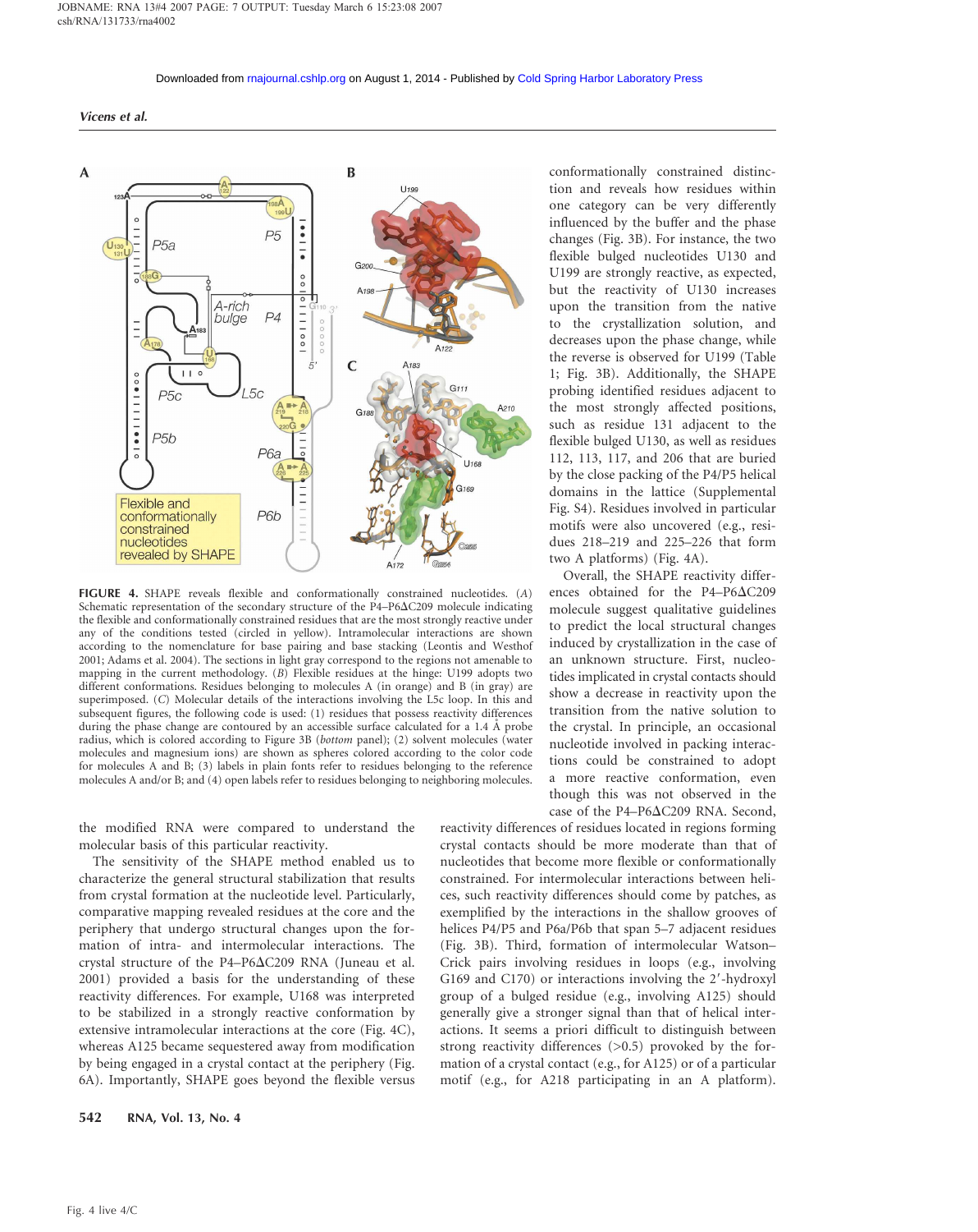**FIGURE 4.** SHAPE reveals flexible and conformationally constrained nucleotides. (*A*) Schematic representation of the secondary structure of the P4–P6ΔC209 molecule indicating the flexible and conformationally constrained residues that are the most strongly reactive under any of the conditions tested (circled in yellow). Intramolecular interactions are shown according to the nomenclature for base pairing and base stacking (Leontis and Westhof 2001; Adams et al. 2004). The sections in light gray correspond to the regions not amenable to mapping in the current methodology. (*B*) Flexible residues at the hinge: U199 adopts two different conformations. Residues belonging to molecules A (in orange) and B (in gray) are superimposed. (*C*) Molecular details of the interactions involving the L5c loop. In this and subsequent figures, the following code is used: (1) residues that possess reactivity differences during the phase change are contoured by an accessible surface calculated for a 1.4 Å probe radius, which is colored according to Figure 3B (*bottom* panel); (2) solvent molecules (water molecules and magnesium ions) are shown as spheres colored according to the color code for molecules A and B; (3) labels in plain fonts refer to residues belonging to the reference molecules A and/or B; and (4) open labels refer to residues belonging to neighboring molecules.

the modified RNA were compared to understand the molecular basis of this particular reactivity.

The sensitivity of the SHAPE method enabled us to characterize the general structural stabilization that results from crystal formation at the nucleotide level. Particularly, comparative mapping revealed residues at the core and the periphery that undergo structural changes upon the formation of intra- and intermolecular interactions. The crystal structure of the P4–P6ΔC209 RNA (Juneau et al. 2001) provided a basis for the understanding of these reactivity differences. For example, U168 was interpreted to be stabilized in a strongly reactive conformation by extensive intramolecular interactions at the core (Fig. 4C), whereas A125 became sequestered away from modification by being engaged in a crystal contact at the periphery (Fig. 6A). Importantly, SHAPE goes beyond the flexible versus conformationally constrained distinction and reveals how residues within one category can be very differently influenced by the buffer and the phase changes (Fig. 3B). For instance, the two flexible bulged nucleotides U130 and U199 are strongly reactive, as expected, but the reactivity of U130 increases upon the transition from the native to the crystallization solution, and decreases upon the phase change, while the reverse is observed for U199 (Table 1; Fig. 3B). Additionally, the SHAPE probing identified residues adjacent to the most strongly affected positions, such as residue 131 adjacent to the flexible bulged U130, as well as residues 112, 113, 117, and 206 that are buried by the close packing of the P4/P5 helical domains in the lattice (Supplemental Fig. S4). Residues involved in particular motifs were also uncovered (e.g., residues 218–219 and 225–226 that form two A platforms) (Fig. 4A).

Overall, the SHAPE reactivity differences obtained for the P4–P6ΔC209 molecule suggest qualitative guidelines to predict the local structural changes induced by crystallization in the case of an unknown structure. First, nucleotides implicated in crystal contacts should show a decrease in reactivity upon the transition from the native solution to the crystal. In principle, an occasional nucleotide involved in packing interactions could be constrained to adopt a more reactive conformation, even though this was not observed in the case of the P4–P6ΔC209 RNA. Second, reactivity differences of residues located in regions forming crystal contacts should be more moderate than that of nucleotides that become more flexible or conformationally constrained. For intermolecular interactions between helices, such reactivity differences should come by patches, as exemplified by the interactions in the shallow grooves of helices P4/P5 and P6a/P6b that span 5–7 adjacent residues (Fig. 3B). Third, formation of intermolecular Watson–Crick pairs involving residues in loops (e.g., involving G169 and C170) or interactions involving the 2′-hydroxyl group of a bulged residue (e.g., involving A125) should generally give a stronger signal than that of helical interactions. It seems a priori difficult to distinguish between strong reactivity differences (>0.5) provoked by the formation of a crystal contact (e.g., for A125) or of a particular motif (e.g., for A218 participating in an A platform).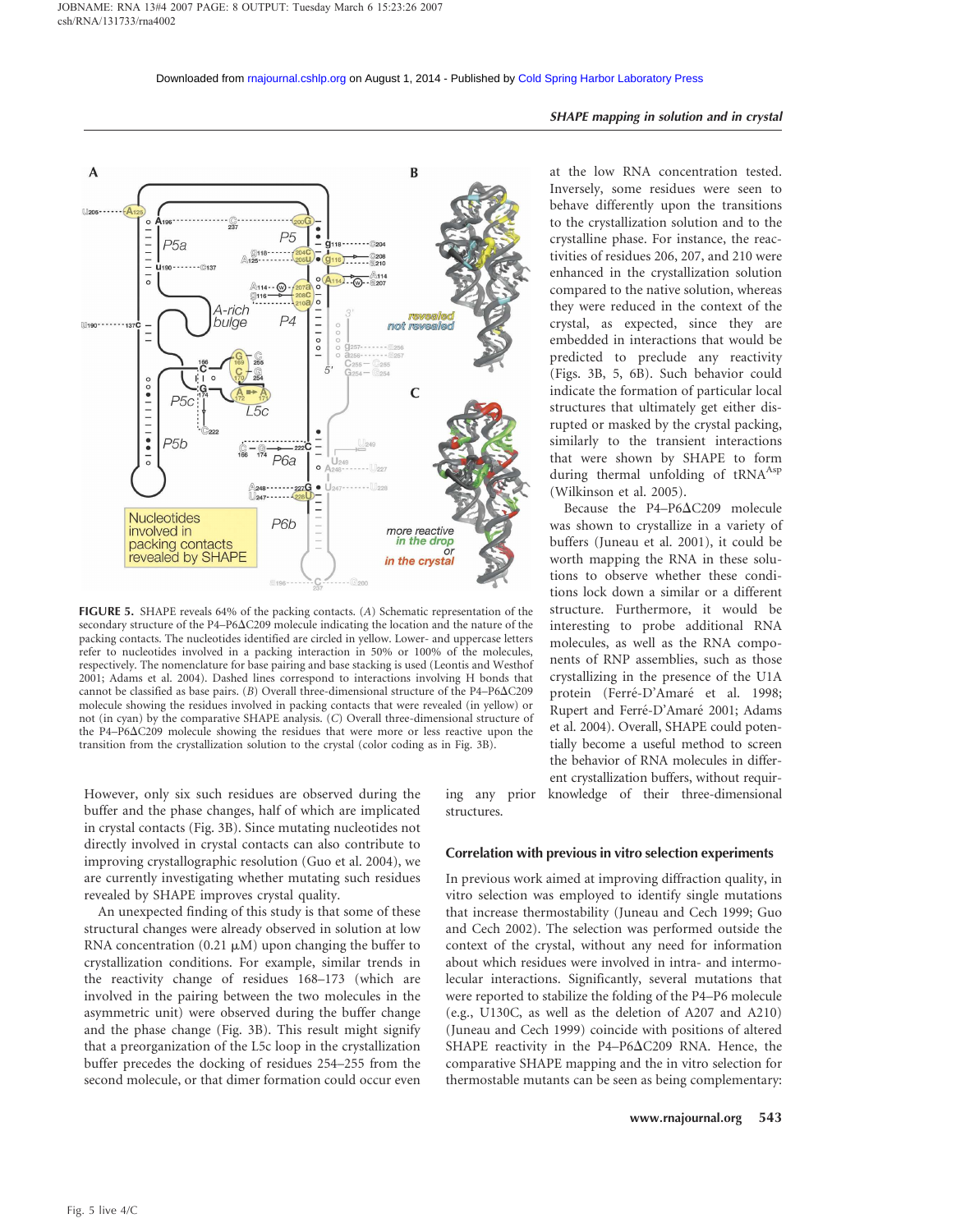**FIGURE 5.** SHAPE reveals 64% of the packing contacts. (*A*) Schematic representation of the secondary structure of the P4–P6ΔC209 molecule indicating the location and the nature of the packing contacts. The nucleotides identified are circled in yellow. Lower- and uppercase letters refer to nucleotides involved in a packing interaction in 50% or 100% of the molecules, respectively. The nomenclature for base pairing and base stacking is used (Leontis and Westhof 2001; Adams et al. 2004). Dashed lines correspond to interactions involving H bonds that cannot be classified as base pairs. (*B*) Overall three-dimensional structure of the P4–P6ΔC209 molecule showing the residues involved in packing contacts that were revealed (in yellow) or not (in cyan) by the comparative SHAPE analysis. (*C*) Overall three-dimensional structure of the P4–P6ΔC209 molecule showing the residues that were more or less reactive upon the transition from the crystallization solution to the crystal (color coding as in Fig. 3B).

However, only six such residues are observed during the buffer and the phase changes, half of which are implicated in crystal contacts (Fig. 3B). Since mutating nucleotides not directly involved in crystal contacts can also contribute to improving crystallographic resolution (Guo et al. 2004), we are currently investigating whether mutating such residues revealed by SHAPE improves crystal quality.

An unexpected finding of this study is that some of these structural changes were already observed in solution at low RNA concentration (0.21 μM) upon changing the buffer to crystallization conditions. For example, similar trends in the reactivity change of residues 168–173 (which are involved in the pairing between the two molecules in the asymmetric unit) were observed during the buffer change and the phase change (Fig. 3B). This result might signify that a preorganization of the L5c loop in the crystallization buffer precedes the docking of residues 254–255 from the second molecule, or that dimer formation could occur even at the low RNA concentration tested. Inversely, some residues were seen to behave differently upon the transitions to the crystallization solution and to the crystalline phase. For instance, the reactivities of residues 206, 207, and 210 were enhanced in the crystallization solution compared to the native solution, whereas they were reduced in the context of the crystal, as expected, since they are embedded in interactions that would be predicted to preclude any reactivity (Figs. 3B, 5, 6B). Such behavior could indicate the formation of particular local structures that ultimately get either disrupted or masked by the crystal packing, similarly to the transient interactions that were shown by SHAPE to form during thermal unfolding of $tRNA^{Asp}$ (Wilkinson et al. 2005).

Because the P4–P6ΔC209 molecule was shown to crystallize in a variety of buffers (Juneau et al. 2001), it could be worth mapping the RNA in these solutions to observe whether these conditions lock down a similar or a different structure. Furthermore, it would be interesting to probe additional RNA molecules, as well as the RNA components of RNP assemblies, such as those crystallizing in the presence of the U1A protein (Ferré-D'Amaré et al. 1998; Rupert and Ferré-D'Amaré 2001; Adams et al. 2004). Overall, SHAPE could potentially become a useful method to screen the behavior of RNA molecules in different crystallization buffers, without requiring any prior knowledge of their three-dimensional structures.

## Correlation with previous in vitro selection experiments

In previous work aimed at improving diffraction quality, in vitro selection was employed to identify single mutations that increase thermostability (Juneau and Cech 1999; Guo and Cech 2002). The selection was performed outside the context of the crystal, without any need for information about which residues were involved in intra- and intermolecular interactions. Significantly, several mutations that were reported to stabilize the folding of the P4–P6 molecule (e.g., U130C, as well as the deletion of A207 and A210) (Juneau and Cech 1999) coincide with positions of altered SHAPE reactivity in the P4–P6ΔC209 RNA. Hence, the comparative SHAPE mapping and the in vitro selection for thermostable mutants can be seen as being complementary: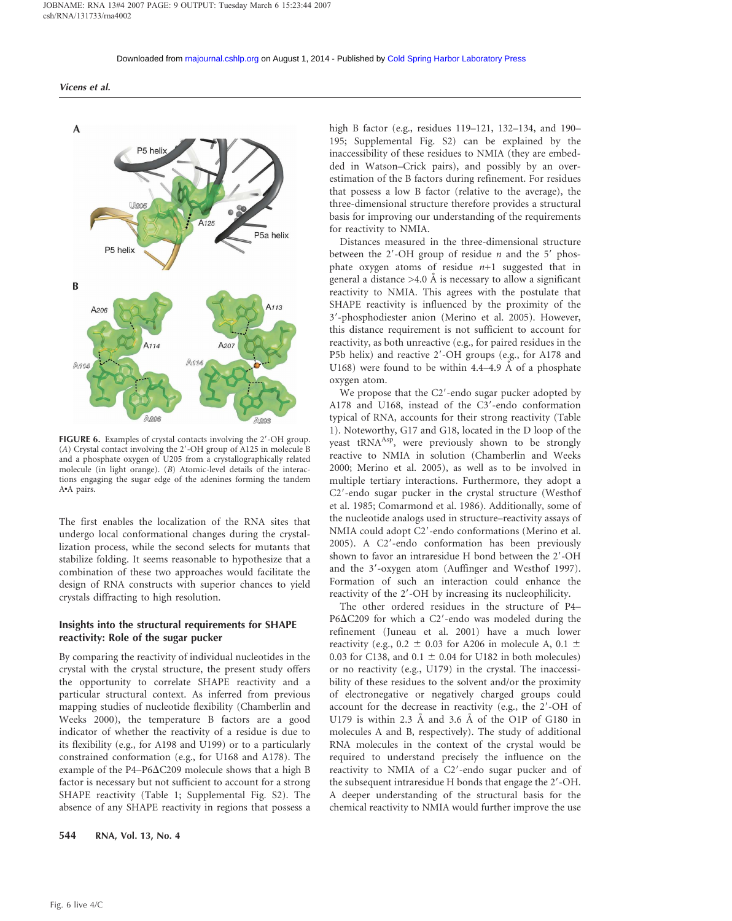**FIGURE 6.** Examples of crystal contacts involving the 2′-OH group. (*A*) Crystal contact involving the 2′-OH group of A125 in molecule B and a phosphate oxygen of U205 from a crystallographically related molecule (in light orange). (*B*) Atomic-level details of the interactions engaging the sugar edge of the adenines forming the tandem A•A pairs.

The first enables the localization of the RNA sites that undergo local conformational changes during the crystallization process, while the second selects for mutants that stabilize folding. It seems reasonable to hypothesize that a combination of these two approaches would facilitate the design of RNA constructs with superior chances to yield crystals diffracting to high resolution.

### Insights into the structural requirements for SHAPE reactivity: Role of the sugar pucker

By comparing the reactivity of individual nucleotides in the crystal with the crystal structure, the present study offers the opportunity to correlate SHAPE reactivity and a particular structural context. As inferred from previous mapping studies of nucleotide flexibility (Chamberlin and Weeks 2000), the temperature B factors are a good indicator of whether the reactivity of a residue is due to its flexibility (e.g., for A198 and U199) or to a particularly constrained conformation (e.g., for U168 and A178). The example of the P4–P6ΔC209 molecule shows that a high B factor is necessary but not sufficient to account for a strong SHAPE reactivity (Table 1; Supplemental Fig. S2). The absence of any SHAPE reactivity in regions that possess a high B factor (e.g., residues 119–121, 132–134, and 190–195; Supplemental Fig. S2) can be explained by the inaccessibility of these residues to NMIA (they are embedded in Watson–Crick pairs), and possibly by an overestimation of the B factors during refinement. For residues that possess a low B factor (relative to the average), the three-dimensional structure therefore provides a structural basis for improving our understanding of the requirements for reactivity to NMIA.

Distances measured in the three-dimensional structure between the 2′-OH group of residue *n* and the 5′ phosphate oxygen atoms of residue *n*+1 suggested that in general a distance >4.0 Å is necessary to allow a significant reactivity to NMIA. This agrees with the postulate that SHAPE reactivity is influenced by the proximity of the 3′-phosphodiester anion (Merino et al. 2005). However, this distance requirement is not sufficient to account for reactivity, as both unreactive (e.g., for paired residues in the P5b helix) and reactive 2′-OH groups (e.g., for A178 and U168) were found to be within 4.4–4.9 Å of a phosphate oxygen atom.

We propose that the C2′-endo sugar pucker adopted by A178 and U168, instead of the C3′-endo conformation typical of RNA, accounts for their strong reactivity (Table 1). Noteworthy, G17 and G18, located in the D loop of the yeast $tRNA^{Asp}$, were previously shown to be strongly reactive to NMIA in solution (Chamberlin and Weeks 2000; Merino et al. 2005), as well as to be involved in multiple tertiary interactions. Furthermore, they adopt a C2′-endo sugar pucker in the crystal structure (Westhof et al. 1985; Comarmond et al. 1986). Additionally, some of the nucleotide analogs used in structure–reactivity assays of NMIA could adopt C2′-endo conformations (Merino et al. 2005). A C2′-endo conformation has been previously shown to favor an intraresidue H bond between the 2′-OH and the 3′-oxygen atom (Auffinger and Westhof 1997). Formation of such an interaction could enhance the reactivity of the 2′-OH by increasing its nucleophilicity.

The other ordered residues in the structure of P4–P6ΔC209 for which a C2′-endo was modeled during the refinement (Juneau et al. 2001) have a much lower reactivity (e.g., 0.2 ± 0.03 for A206 in molecule A, 0.1 ± 0.03 for C138, and 0.1 ± 0.04 for U182 in both molecules) or no reactivity (e.g., U179) in the crystal. The inaccessibility of these residues to the solvent and/or the proximity of electronegative or negatively charged groups could account for the decrease in reactivity (e.g., the 2′-OH of U179 is within 2.3 Å and 3.6 Å of the O1P of G180 in molecules A and B, respectively). The study of additional RNA molecules in the context of the crystal would be required to understand precisely the influence on the reactivity to NMIA of a C2′-endo sugar pucker and of the subsequent intraresidue H bonds that engage the 2′-OH. A deeper understanding of the structural basis for the chemical reactivity to NMIA would further improve the use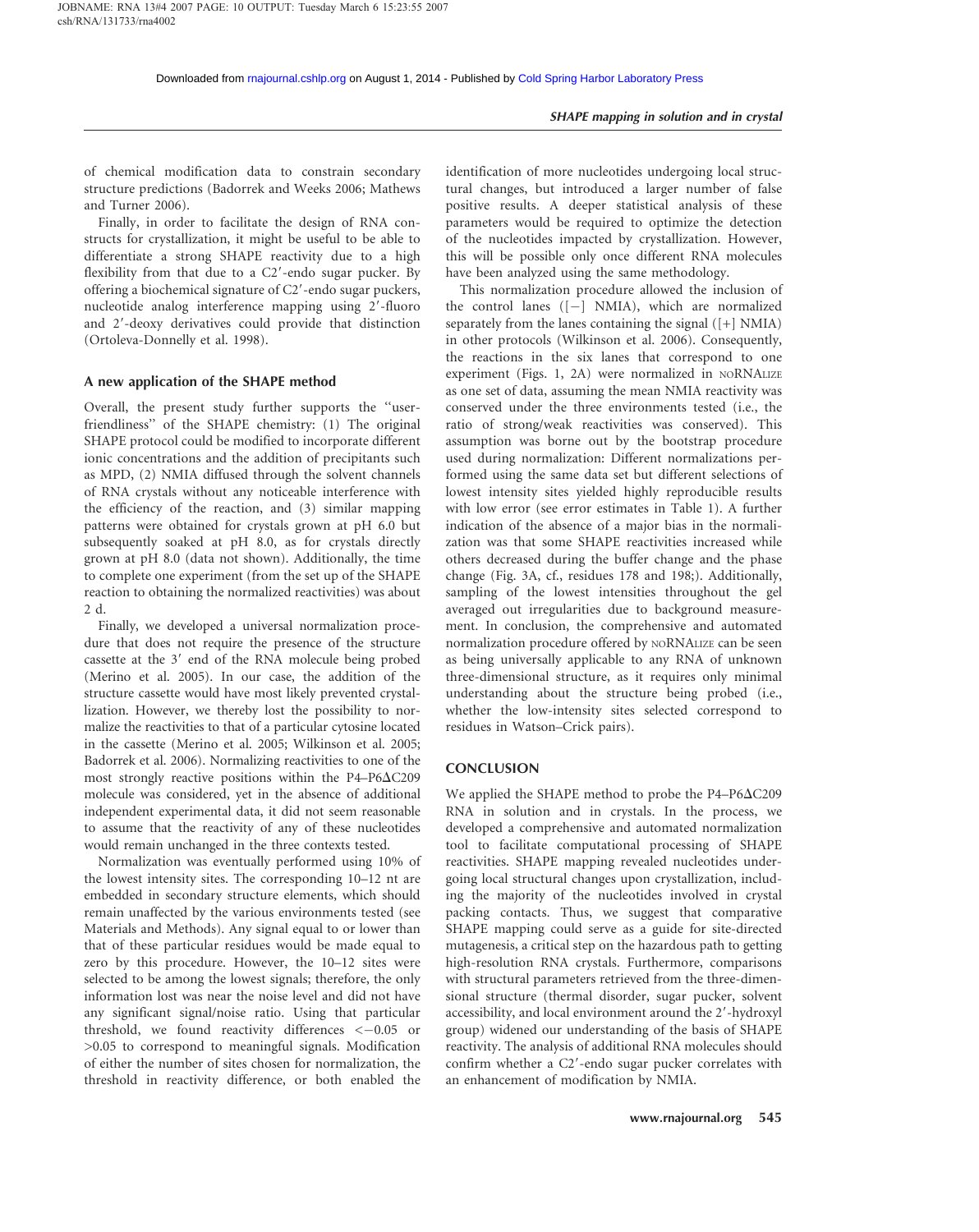of chemical modification data to constrain secondary structure predictions (Badorrek and Weeks 2006; Mathews and Turner 2006).

Finally, in order to facilitate the design of RNA constructs for crystallization, it might be useful to be able to differentiate a strong SHAPE reactivity due to a high flexibility from that due to a C2′-endo sugar pucker. By offering a biochemical signature of C2′-endo sugar puckers, nucleotide analog interference mapping using 2′-fluoro and 2′-deoxy derivatives could provide that distinction (Ortoleva-Donnelly et al. 1998).

### A new application of the SHAPE method

Overall, the present study further supports the "user-friendliness" of the SHAPE chemistry: (1) The original SHAPE protocol could be modified to incorporate different ionic concentrations and the addition of precipitants such as MPD, (2) NMIA diffused through the solvent channels of RNA crystals without any noticeable interference with the efficiency of the reaction, and (3) similar mapping patterns were obtained for crystals grown at pH 6.0 but subsequently soaked at pH 8.0, as for crystals directly grown at pH 8.0 (data not shown). Additionally, the time to complete one experiment (from the set up of the SHAPE reaction to obtaining the normalized reactivities) was about 2 d.

Finally, we developed a universal normalization procedure that does not require the presence of the structure cassette at the 3′ end of the RNA molecule being probed (Merino et al. 2005). In our case, the addition of the structure cassette would have most likely prevented crystallization. However, we thereby lost the possibility to normalize the reactivities to that of a particular cytosine located in the cassette (Merino et al. 2005; Wilkinson et al. 2005; Badorrek et al. 2006). Normalizing reactivities to one of the most strongly reactive positions within the P4–P6ΔC209 molecule was considered, yet in the absence of additional independent experimental data, it did not seem reasonable to assume that the reactivity of any of these nucleotides would remain unchanged in the three contexts tested.

Normalization was eventually performed using 10% of the lowest intensity sites. The corresponding 10–12 nt are embedded in secondary structure elements, which should remain unaffected by the various environments tested (see Materials and Methods). Any signal equal to or lower than that of these particular residues would be made equal to zero by this procedure. However, the 10–12 sites were selected to be among the lowest signals; therefore, the only information lost was near the noise level and did not have any significant signal/noise ratio. Using that particular threshold, we found reactivity differences $<-0.05$ or $>0.05$ to correspond to meaningful signals. Modification of either the number of sites chosen for normalization, the threshold in reactivity difference, or both enabled the identification of more nucleotides undergoing local structural changes, but introduced a larger number of false positive results. A deeper statistical analysis of these parameters would be required to optimize the detection of the nucleotides impacted by crystallization. However, this will be possible only once different RNA molecules have been analyzed using the same methodology.

This normalization procedure allowed the inclusion of the control lanes ([−] NMIA), which are normalized separately from the lanes containing the signal ([+] NMIA) in other protocols (Wilkinson et al. 2006). Consequently, the reactions in the six lanes that correspond to one experiment (Figs. 1, 2A) were normalized in NORNALIZE as one set of data, assuming the mean NMIA reactivity was conserved under the three environments tested (i.e., the ratio of strong/weak reactivities was conserved). This assumption was borne out by the bootstrap procedure used during normalization: Different normalizations performed using the same data set but different selections of lowest intensity sites yielded highly reproducible results with low error (see error estimates in Table 1). A further indication of the absence of a major bias in the normalization was that some SHAPE reactivities increased while others decreased during the buffer change and the phase change (Fig. 3A, cf., residues 178 and 198;). Additionally, sampling of the lowest intensities throughout the gel averaged out irregularities due to background measurement. In conclusion, the comprehensive and automated normalization procedure offered by NORNALIZE can be seen as being universally applicable to any RNA of unknown three-dimensional structure, as it requires only minimal understanding about the structure being probed (i.e., whether the low-intensity sites selected correspond to residues in Watson–Crick pairs).

## CONCLUSION

We applied the SHAPE method to probe the P4–P6ΔC209 RNA in solution and in crystals. In the process, we developed a comprehensive and automated normalization tool to facilitate computational processing of SHAPE reactivities. SHAPE mapping revealed nucleotides undergoing local structural changes upon crystallization, including the majority of the nucleotides involved in crystal packing contacts. Thus, we suggest that comparative SHAPE mapping could serve as a guide for site-directed mutagenesis, a critical step on the hazardous path to getting high-resolution RNA crystals. Furthermore, comparisons with structural parameters retrieved from the three-dimensional structure (thermal disorder, sugar pucker, solvent accessibility, and local environment around the 2′-hydroxyl group) widened our understanding of the basis of SHAPE reactivity. The analysis of additional RNA molecules should confirm whether a C2′-endo sugar pucker correlates with an enhancement of modification by NMIA.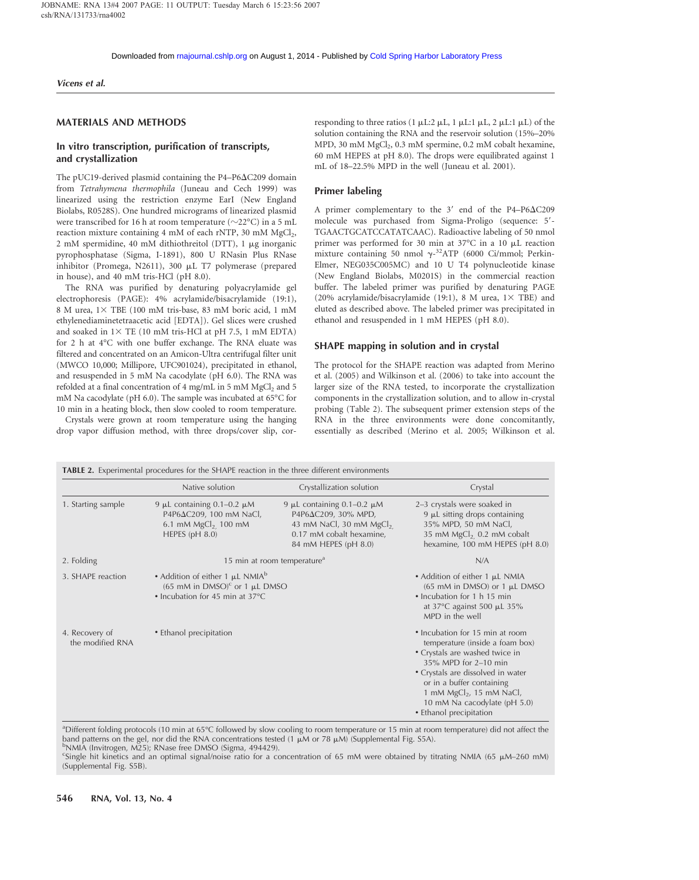## MATERIALS AND METHODS

### In vitro transcription, purification of transcripts, and crystallization

The pUC19-derived plasmid containing the P4–P6ΔC209 domain from *Tetrahymena thermophila* (Juneau and Cech 1999) was linearized using the restriction enzyme EarI (New England Biolabs, R0528S). One hundred micrograms of linearized plasmid were transcribed for 16 h at room temperature (~22°C) in a 5 mL reaction mixture containing 4 mM of each rNTP, 30 mM $MgCl_2$, 2 mM spermidine, 40 mM dithiothreitol (DTT), 1 μg inorganic pyrophosphatase (Sigma, I-1891), 800 U RNasin Plus RNase inhibitor (Promega, N2611), 300 μL T7 polymerase (prepared in house), and 40 mM tris-HCl (pH 8.0).

The RNA was purified by denaturing polyacrylamide gel electrophoresis (PAGE): 4% acrylamide/bisacrylamide (19:1), 8 M urea, 1× TBE (100 mM tris-base, 83 mM boric acid, 1 mM ethylenediaminetetraacetic acid [EDTA]). Gel slices were crushed and soaked in 1× TE (10 mM tris-HCl at pH 7.5, 1 mM EDTA) for 2 h at 4°C with one buffer exchange. The RNA eluate was filtered and concentrated on an Amicon-Ultra centrifugal filter unit (MWCO 10,000; Millipore, UFC901024), precipitated in ethanol, and resuspended in 5 mM Na cacodylate (pH 6.0). The RNA was refolded at a final concentration of 4 mg/mL in 5 mM $MgCl_2$ and 5 mM Na cacodylate (pH 6.0). The sample was incubated at 65°C for 10 min in a heating block, then slow cooled to room temperature.

Crystals were grown at room temperature using the hanging drop vapor diffusion method, with three drops/cover slip, corresponding to three ratios (1 μL:2 μL, 1 μL:1 μL, 2 μL:1 μL) of the solution containing the RNA and the reservoir solution (15%–20% MPD, 30 mM $MgCl_2$, 0.3 mM spermine, 0.2 mM cobalt hexamine, 60 mM HEPES at pH 8.0). The drops were equilibrated against 1 mL of 18–22.5% MPD in the well (Juneau et al. 2001).

### Primer labeling

A primer complementary to the 3′ end of the P4–P6ΔC209 molecule was purchased from Sigma-Proligo (sequence: 5′-TGAACTGCATCCATATCAAC). Radioactive labeling of 50 nmol primer was performed for 30 min at 37°C in a 10 μL reaction mixture containing 50 nmol γ-$^{32}$ATP (6000 Ci/mmol; Perkin-Elmer, NEG035C005MC) and 10 U T4 polynucleotide kinase (New England Biolabs, M0201S) in the commercial reaction buffer. The labeled primer was purified by denaturing PAGE (20% acrylamide/bisacrylamide (19:1), 8 M urea, 1× TBE) and eluted as described above. The labeled primer was precipitated in ethanol and resuspended in 1 mM HEPES (pH 8.0).

### SHAPE mapping in solution and in crystal

The protocol for the SHAPE reaction was adapted from Merino et al. (2005) and Wilkinson et al. (2006) to take into account the larger size of the RNA tested, to incorporate the crystallization components in the crystallization solution, and to allow in-crystal probing (Table 2). The subsequent primer extension steps of the RNA in the three environments were done concomitantly, essentially as described (Merino et al. 2005; Wilkinson et al.

**TABLE 2.** Experimental procedures for the SHAPE reaction in the three different environments

| | Native solution | Crystallization solution | Crystal |
|---|---|---|---|
| 1. Starting sample | 9 μL containing 0.1–0.2 μM P4P6ΔC209, 100 mM NaCl, 6.1 mM $MgCl_2$, 100 mM HEPES (pH 8.0) | 9 μL containing 0.1–0.2 μM P4P6ΔC209, 30% MPD, 43 mM NaCl, 30 mM $MgCl_2$, 0.17 mM cobalt hexamine, 84 mM HEPES (pH 8.0) | 2–3 crystals were soaked in 9 μL sitting drops containing 35% MPD, 50 mM NaCl, 35 mM $MgCl_2$, 0.2 mM cobalt hexamine, 100 mM HEPES (pH 8.0) |
| 2. Folding | 15 min at room temperature[a] | | N/A |
| 3. SHAPE reaction | • Addition of either 1 μL NMIA[b] (65 mM in DMSO)[c] or 1 μL DMSO<br>• Incubation for 45 min at 37°C | | • Addition of either 1 μL NMIA (65 mM in DMSO) or 1 μL DMSO<br>• Incubation for 1 h 15 min at 37°C against 500 μL 35% MPD in the well |
| 4. Recovery of the modified RNA | • Ethanol precipitation | | • Incubation for 15 min at room temperature (inside a foam box)<br>• Crystals are washed twice in 35% MPD for 2–10 min<br>• Crystals are dissolved in water or in a buffer containing 1 mM $MgCl_2$, 15 mM NaCl, 10 mM Na cacodylate (pH 5.0)<br>• Ethanol precipitation |

[a]Different folding protocols (10 min at 65°C followed by slow cooling to room temperature or 15 min at room temperature) did not affect the band patterns on the gel, nor did the RNA concentrations tested (1 μM or 78 μM) (Supplemental Fig. S5A).
[b]NMIA (Invitrogen, M25); RNase free DMSO (Sigma, 494429).
[c]Single hit kinetics and an optimal signal/noise ratio for a concentration of 65 mM were obtained by titrating NMIA (65 μM–260 mM) (Supplemental Fig. S5B).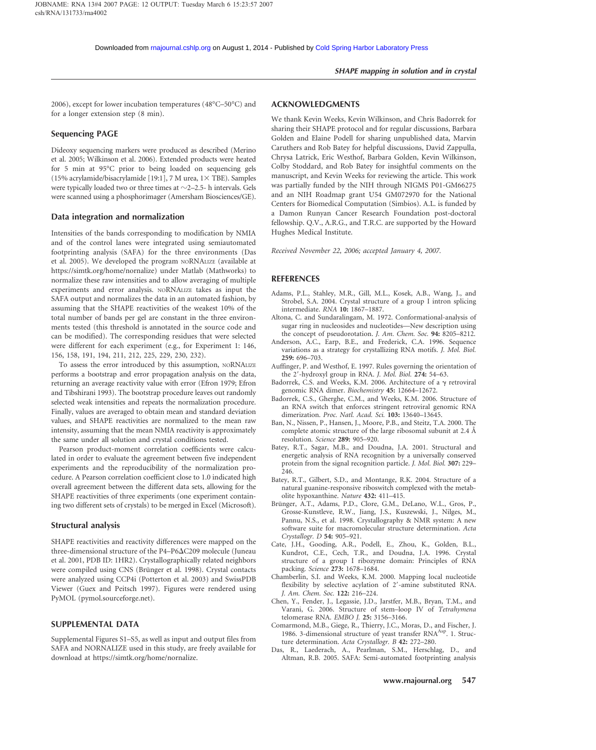2006), except for lower incubation temperatures (48°C–50°C) and for a longer extension step (8 min).

### Sequencing PAGE

Dideoxy sequencing markers were produced as described (Merino et al. 2005; Wilkinson et al. 2006). Extended products were heated for 5 min at 95°C prior to being loaded on sequencing gels (15% acrylamide/bisacrylamide [19:1], 7 M urea, 1× TBE). Samples were typically loaded two or three times at ~2–2.5- h intervals. Gels were scanned using a phosphorimager (Amersham Biosciences/GE).

### Data integration and normalization

Intensities of the bands corresponding to modification by NMIA and of the control lanes were integrated using semiautomated footprinting analysis (SAFA) for the three environments (Das et al. 2005). We developed the program NORNALIZE (available at https://simtk.org/home/nornalize) under Matlab (Mathworks) to normalize these raw intensities and to allow averaging of multiple experiments and error analysis. NORNALIZE takes as input the SAFA output and normalizes the data in an automated fashion, by assuming that the SHAPE reactivities of the weakest 10% of the total number of bands per gel are constant in the three environments tested (this threshold is annotated in the source code and can be modified). The corresponding residues that were selected were different for each experiment (e.g., for Experiment 1: 146, 156, 158, 191, 194, 211, 212, 225, 229, 230, 232).

To assess the error introduced by this assumption, NORNALIZE performs a bootstrap and error propagation analysis on the data, returning an average reactivity value with error (Efron 1979; Efron and Tibshirani 1993). The bootstrap procedure leaves out randomly selected weak intensities and repeats the normalization procedure. Finally, values are averaged to obtain mean and standard deviation values, and SHAPE reactivities are normalized to the mean raw intensity, assuming that the mean NMIA reactivity is approximately the same under all solution and crystal conditions tested.

Pearson product-moment correlation coefficients were calculated in order to evaluate the agreement between five independent experiments and the reproducibility of the normalization procedure. A Pearson correlation coefficient close to 1.0 indicated high overall agreement between the different data sets, allowing for the SHAPE reactivities of three experiments (one experiment containing two different sets of crystals) to be merged in Excel (Microsoft).

### Structural analysis

SHAPE reactivities and reactivity differences were mapped on the three-dimensional structure of the P4–P6ΔC209 molecule (Juneau et al. 2001, PDB ID: 1HR2). Crystallographically related neighbors were compiled using CNS (Brünger et al. 1998). Crystal contacts were analyzed using CCP4i (Potterton et al. 2003) and SwissPDB Viewer (Guex and Peitsch 1997). Figures were rendered using PyMOL (pymol.sourceforge.net).

## SUPPLEMENTAL DATA

Supplemental Figures S1–S5, as well as input and output files from SAFA and NORNALIZE used in this study, are freely available for download at https://simtk.org/home/nornalize.

## ACKNOWLEDGMENTS

We thank Kevin Weeks, Kevin Wilkinson, and Chris Badorrek for sharing their SHAPE protocol and for regular discussions, Barbara Golden and Elaine Podell for sharing unpublished data, Marvin Caruthers and Rob Batey for helpful discussions, David Zappulla, Chrysa Latrick, Eric Westhof, Barbara Golden, Kevin Wilkinson, Colby Stoddard, and Rob Batey for insightful comments on the manuscript, and Kevin Weeks for reviewing the article. This work was partially funded by the NIH through NIGMS P01-GM66275 and an NIH Roadmap grant U54 GM072970 for the National Centers for Biomedical Computation (Simbios). A.L. is funded by a Damon Runyan Cancer Research Foundation post-doctoral fellowship. Q.V., A.R.G., and T.R.C. are supported by the Howard Hughes Medical Institute.

*Received November 22, 2006; accepted January 4, 2007.*

## REFERENCES

Adams, P.L., Stahley, M.R., Gill, M.L., Kosek, A.B., Wang, J., and Strobel, S.A. 2004. Crystal structure of a group I intron splicing intermediate. *RNA* **10:** 1867–1887.

Altona, C. and Sundaralingam, M. 1972. Conformational-analysis of sugar ring in nucleosides and nucleotides—New description using the concept of pseudorotation. *J. Am. Chem. Soc.* **94:** 8205–8212.

Anderson, A.C., Earp, B.E., and Frederick, C.A. 1996. Sequence variations as a strategy for crystallizing RNA motifs. *J. Mol. Biol.* **259:** 696–703.

Auffinger, P. and Westhof, E. 1997. Rules governing the orientation of the 2′-hydroxyl group in RNA. *J. Mol. Biol.* **274:** 54–63.

Badorrek, C.S. and Weeks, K.M. 2006. Architecture of a γ retroviral genomic RNA dimer. *Biochemistry* **45:** 12664–12672.

Badorrek, C.S., Gherghe, C.M., and Weeks, K.M. 2006. Structure of an RNA switch that enforces stringent retroviral genomic RNA dimerization. *Proc. Natl. Acad. Sci.* **103:** 13640–13645.

Ban, N., Nissen, P., Hansen, J., Moore, P.B., and Steitz, T.A. 2000. The complete atomic structure of the large ribosomal subunit at 2.4 Å resolution. *Science* **289:** 905–920.

Batey, R.T., Sagar, M.B., and Doudna, J.A. 2001. Structural and energetic analysis of RNA recognition by a universally conserved protein from the signal recognition particle. *J. Mol. Biol.* **307:** 229–246.

Batey, R.T., Gilbert, S.D., and Montange, R.K. 2004. Structure of a natural guanine-responsive riboswitch complexed with the metabolite hypoxanthine. *Nature* **432:** 411–415.

Brünger, A.T., Adams, P.D., Clore, G.M., DeLano, W.L., Gros, P., Grosse-Kunstleve, R.W., Jiang, J.S., Kuszewski, J., Nilges, M., Pannu, N.S., et al. 1998. Crystallography & NMR system: A new software suite for macromolecular structure determination. *Acta Crystallogr. D* **54:** 905–921.

Cate, J.H., Gooding, A.R., Podell, E., Zhou, K., Golden, B.L., Kundrot, C.E., Cech, T.R., and Doudna, J.A. 1996. Crystal structure of a group I ribozyme domain: Principles of RNA packing. *Science* **273:** 1678–1684.

Chamberlin, S.I. and Weeks, K.M. 2000. Mapping local nucleotide flexibility by selective acylation of 2′-amine substituted RNA. *J. Am. Chem. Soc.* **122:** 216–224.

Chen, Y., Fender, J., Legassie, J.D., Jarstfer, M.B., Bryan, T.M., and Varani, G. 2006. Structure of stem–loop IV of *Tetrahymena* telomerase RNA. *EMBO J.* **25:** 3156–3166.

Comarmond, M.B., Giege, R., Thierry, J.C., Moras, D., and Fischer, J. 1986. 3-dimensional structure of yeast transfer $RNA^{Asp}$. 1. Structure determination. *Acta Crystallogr. B* **42:** 272–280.

Das, R., Laederach, A., Pearlman, S.M., Herschlag, D., and Altman, R.B. 2005. SAFA: Semi-automated footprinting analysis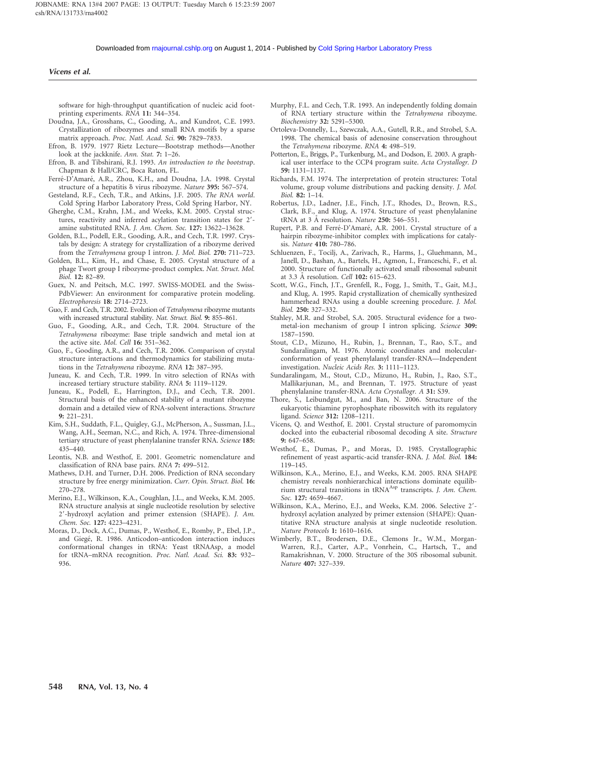software for high-throughput quantification of nucleic acid footprinting experiments. *RNA* **11:** 344–354.

Doudna, J.A., Grosshans, C., Gooding, A., and Kundrot, C.E. 1993. Crystallization of ribozymes and small RNA motifs by a sparse matrix approach. *Proc. Natl. Acad. Sci.* **90:** 7829–7833.

Efron, B. 1979. 1977 Rietz Lecture—Bootstrap methods—Another look at the jackknife. *Ann. Stat.* **7:** 1–26.

Efron, B. and Tibshirani, R.J. 1993. *An introduction to the bootstrap*. Chapman & Hall/CRC, Boca Raton, FL.

Ferré-D'Amaré, A.R., Zhou, K.H., and Doudna, J.A. 1998. Crystal structure of a hepatitis δ virus ribozyme. *Nature* **395:** 567–574.

Gesteland, R.F., Cech, T.R., and Atkins, J.F. 2005. *The RNA world*. Cold Spring Harbor Laboratory Press, Cold Spring Harbor, NY.

Gherghe, C.M., Krahn, J.M., and Weeks, K.M. 2005. Crystal structures, reactivity and inferred acylation transition states for 2′-amine substituted RNA. *J. Am. Chem. Soc.* **127:** 13622–13628.

Golden, B.L., Podell, E.R., Gooding, A.R., and Cech, T.R. 1997. Crystals by design: A strategy for crystallization of a ribozyme derived from the *Tetrahymena* group I intron. *J. Mol. Biol.* **270:** 711–723.

Golden, B.L., Kim, H., and Chase, E. 2005. Crystal structure of a phage Twort group I ribozyme-product complex. *Nat. Struct. Mol. Biol.* **12:** 82–89.

Guex, N. and Peitsch, M.C. 1997. SWISS-MODEL and the Swiss-PdbViewer: An environment for comparative protein modeling. *Electrophoresis* **18:** 2714–2723.

Guo, F. and Cech, T.R. 2002. Evolution of *Tetrahymena* ribozyme mutants with increased structural stability. *Nat. Struct. Biol.* **9:** 855–861.

Guo, F., Gooding, A.R., and Cech, T.R. 2004. Structure of the *Tetrahymena* ribozyme: Base triple sandwich and metal ion at the active site. *Mol. Cell* **16:** 351–362.

Guo, F., Gooding, A.R., and Cech, T.R. 2006. Comparison of crystal structure interactions and thermodynamics for stabilizing mutations in the *Tetrahymena* ribozyme. *RNA* **12:** 387–395.

Juneau, K. and Cech, T.R. 1999. In vitro selection of RNAs with increased tertiary structure stability. *RNA* **5:** 1119–1129.

Juneau, K., Podell, E., Harrington, D.J., and Cech, T.R. 2001. Structural basis of the enhanced stability of a mutant ribozyme domain and a detailed view of RNA-solvent interactions. *Structure* **9:** 221–231.

Kim, S.H., Suddath, F.L., Quigley, G.J., McPherson, A., Sussman, J.L., Wang, A.H., Seeman, N.C., and Rich, A. 1974. Three-dimensional tertiary structure of yeast phenylalanine transfer RNA. *Science* **185:** 435–440.

Leontis, N.B. and Westhof, E. 2001. Geometric nomenclature and classification of RNA base pairs. *RNA* **7:** 499–512.

Mathews, D.H. and Turner, D.H. 2006. Prediction of RNA secondary structure by free energy minimization. *Curr. Opin. Struct. Biol.* **16:** 270–278.

Merino, E.J., Wilkinson, K.A., Coughlan, J.L., and Weeks, K.M. 2005. RNA structure analysis at single nucleotide resolution by selective 2′-hydroxyl acylation and primer extension (SHAPE). *J. Am. Chem. Soc.* **127:** 4223–4231.

Moras, D., Dock, A.C., Dumas, P., Westhof, E., Romby, P., Ebel, J.P., and Giegé, R. 1986. Anticodon–anticodon interaction induces conformational changes in tRNA: Yeast tRNAAsp, a model for tRNA–mRNA recognition. *Proc. Natl. Acad. Sci.* **83:** 932–936.

Murphy, F.L. and Cech, T.R. 1993. An independently folding domain of RNA tertiary structure within the *Tetrahymena* ribozyme. *Biochemistry* **32:** 5291–5300.

Ortoleva-Donnelly, L., Szewczak, A.A., Gutell, R.R., and Strobel, S.A. 1998. The chemical basis of adenosine conservation throughout the *Tetrahymena* ribozyme. *RNA* **4:** 498–519.

Potterton, E., Briggs, P., Turkenburg, M., and Dodson, E. 2003. A graphical user interface to the CCP4 program suite. *Acta Crystallogr. D* **59:** 1131–1137.

Richards, F.M. 1974. The interpretation of protein structures: Total volume, group volume distributions and packing density. *J. Mol. Biol.* **82:** 1–14.

Robertus, J.D., Ladner, J.E., Finch, J.T., Rhodes, D., Brown, R.S., Clark, B.F., and Klug, A. 1974. Structure of yeast phenylalanine tRNA at 3 Å resolution. *Nature* **250:** 546–551.

Rupert, P.B. and Ferré-D'Amaré, A.R. 2001. Crystal structure of a hairpin ribozyme-inhibitor complex with implications for catalysis. *Nature* **410:** 780–786.

Schluenzen, F., Tocilj, A., Zarivach, R., Harms, J., Gluehmann, M., Janell, D., Bashan, A., Bartels, H., Agmon, I., Franceschi, F., et al. 2000. Structure of functionally activated small ribosomal subunit at 3.3 Å resolution. *Cell* **102:** 615–623.

Scott, W.G., Finch, J.T., Grenfell, R., Fogg, J., Smith, T., Gait, M.J., and Klug, A. 1995. Rapid crystallization of chemically synthesized hammerhead RNAs using a double screening procedure. *J. Mol. Biol.* **250:** 327–332.

Stahley, M.R. and Strobel, S.A. 2005. Structural evidence for a two-metal-ion mechanism of group I intron splicing. *Science* **309:** 1587–1590.

Stout, C.D., Mizuno, H., Rubin, J., Brennan, T., Rao, S.T., and Sundaralingam, M. 1976. Atomic coordinates and molecular-conformation of yeast phenylalanyl transfer-RNA—Independent investigation. *Nucleic Acids Res.* **3:** 1111–1123.

Sundaralingam, M., Stout, C.D., Mizuno, H., Rubin, J., Rao, S.T., Mallikarjunan, M., and Brennan, T. 1975. Structure of yeast phenylalanine transfer-RNA. *Acta Crystallogr. A* **31:** S39.

Thore, S., Leibundgut, M., and Ban, N. 2006. Structure of the eukaryotic thiamine pyrophosphate riboswitch with its regulatory ligand. *Science* **312:** 1208–1211.

Vicens, Q. and Westhof, E. 2001. Crystal structure of paromomycin docked into the eubacterial ribosomal decoding A site. *Structure* **9:** 647–658.

Westhof, E., Dumas, P., and Moras, D. 1985. Crystallographic refinement of yeast aspartic-acid transfer-RNA. *J. Mol. Biol.* **184:** 119–145.

Wilkinson, K.A., Merino, E.J., and Weeks, K.M. 2005. RNA SHAPE chemistry reveals nonhierarchical interactions dominate equilibrium structural transitions in $tRNA^{Asp}$ transcripts. *J. Am. Chem. Soc.* **127:** 4659–4667.

Wilkinson, K.A., Merino, E.J., and Weeks, K.M. 2006. Selective 2′-hydroxyl acylation analyzed by primer extension (SHAPE): Quantitative RNA structure analysis at single nucleotide resolution. *Nature Protocols* **1:** 1610–1616.

Wimberly, B.T., Brodersen, D.E., Clemons Jr., W.M., Morgan-Warren, R.J., Carter, A.P., Vonrhein, C., Hartsch, T., and Ramakrishnan, V. 2000. Structure of the 30S ribosomal subunit. *Nature* **407:** 327–339.